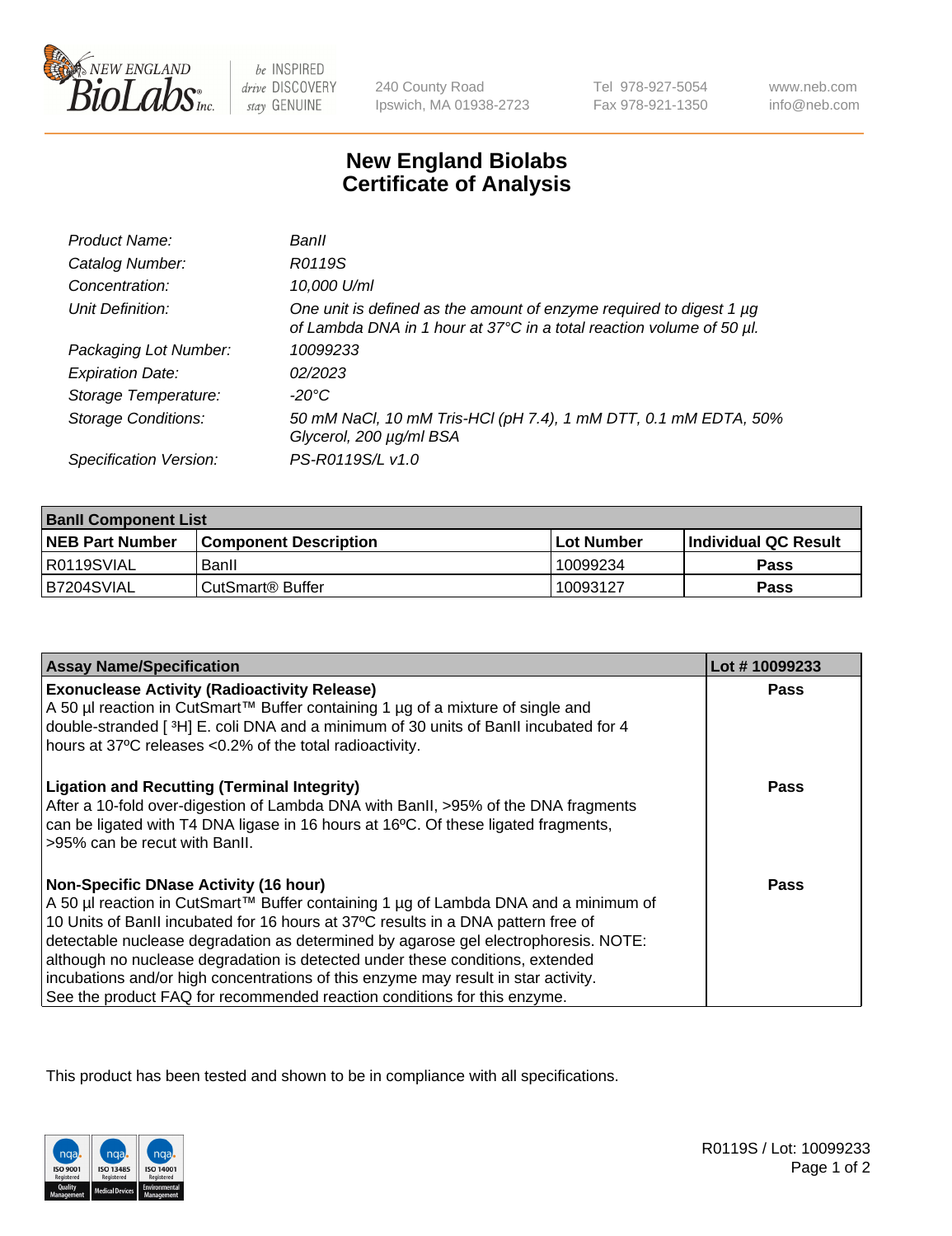New England BioLabs Inc. — be INSPIRED drive DISCOVERY stay GENUINE

240 County Road
Ipswich, MA 01938-2723

Tel 978-927-5054
Fax 978-921-1350

www.neb.com
info@neb.com

# New England Biolabs Certificate of Analysis

| | |
|---|---|
| *Product Name:* | *BanII* |
| *Catalog Number:* | *R0119S* |
| *Concentration:* | *10,000 U/ml* |
| *Unit Definition:* | *One unit is defined as the amount of enzyme required to digest 1 µg of Lambda DNA in 1 hour at 37°C in a total reaction volume of 50 µl.* |
| *Packaging Lot Number:* | *10099233* |
| *Expiration Date:* | *02/2023* |
| *Storage Temperature:* | *-20°C* |
| *Storage Conditions:* | *50 mM NaCl, 10 mM Tris-HCl (pH 7.4), 1 mM DTT, 0.1 mM EDTA, 50% Glycerol, 200 µg/ml BSA* |
| *Specification Version:* | *PS-R0119S/L v1.0* |

| **BanII Component List** | | | |
|---|---|---|---|
| **NEB Part Number** | **Component Description** | **Lot Number** | **Individual QC Result** |
| R0119SVIAL | BanII | 10099234 | **Pass** |
| B7204SVIAL | CutSmart® Buffer | 10093127 | **Pass** |

| **Assay Name/Specification** | **Lot # 10099233** |
|---|---|
| **Exonuclease Activity (Radioactivity Release)**<br>A 50 µl reaction in CutSmart™ Buffer containing 1 µg of a mixture of single and double-stranded [ $^3$H] E. coli DNA and a minimum of 30 units of BanII incubated for 4 hours at 37ºC releases <0.2% of the total radioactivity. | **Pass** |
| **Ligation and Recutting (Terminal Integrity)**<br>After a 10-fold over-digestion of Lambda DNA with BanII, >95% of the DNA fragments can be ligated with T4 DNA ligase in 16 hours at 16ºC. Of these ligated fragments, >95% can be recut with BanII. | **Pass** |
| **Non-Specific DNase Activity (16 hour)**<br>A 50 µl reaction in CutSmart™ Buffer containing 1 µg of Lambda DNA and a minimum of 10 Units of BanII incubated for 16 hours at 37ºC results in a DNA pattern free of detectable nuclease degradation as determined by agarose gel electrophoresis. NOTE: although no nuclease degradation is detected under these conditions, extended incubations and/or high concentrations of this enzyme may result in star activity. See the product FAQ for recommended reaction conditions for this enzyme. | **Pass** |

This product has been tested and shown to be in compliance with all specifications.

R0119S / Lot: 10099233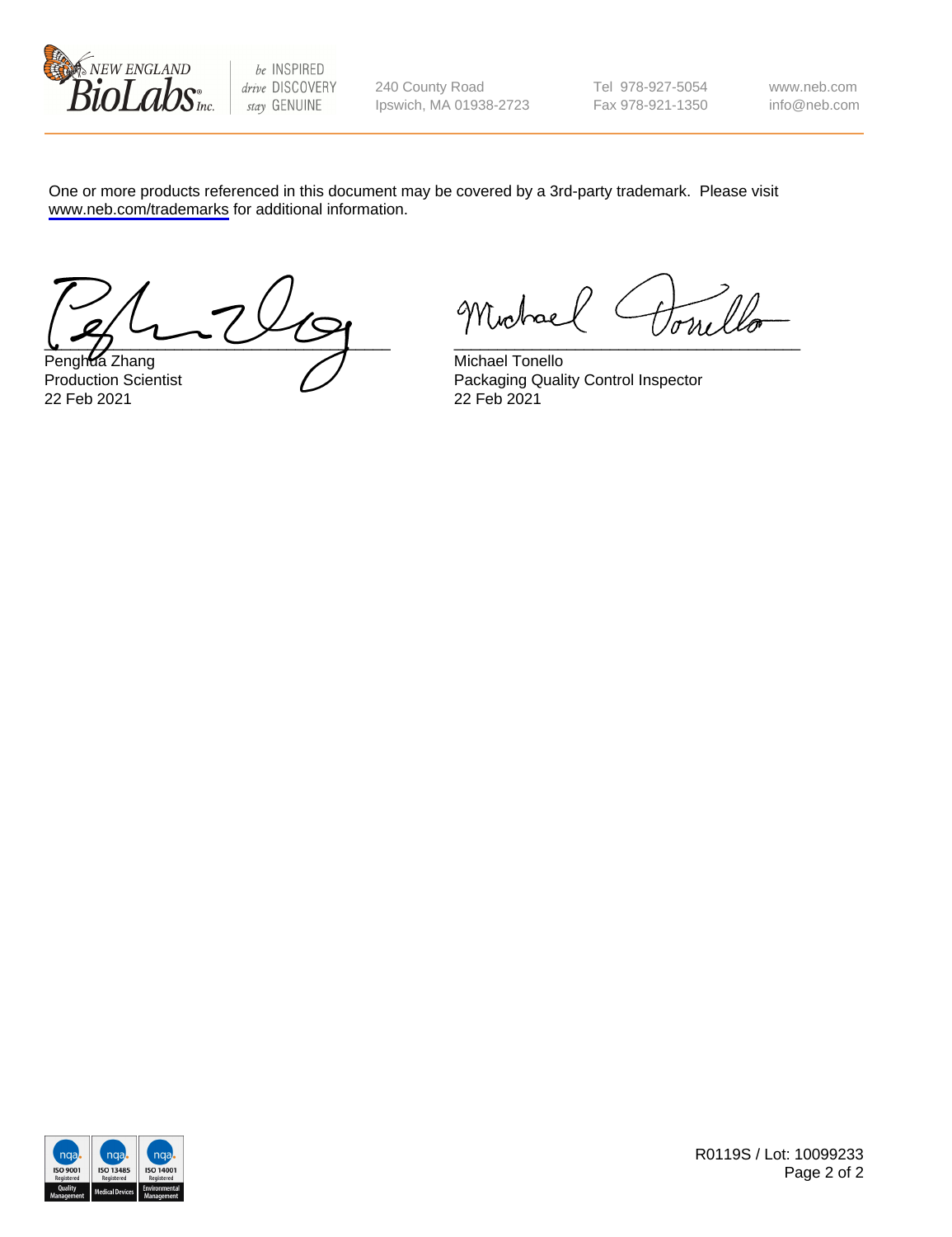One or more products referenced in this document may be covered by a 3rd-party trademark. Please visit www.neb.com/trademarks for additional information.

Penghua Zhang
Production Scientist
22 Feb 2021

Michael Tonello
Packaging Quality Control Inspector
22 Feb 2021

R0119S / Lot: 10099233